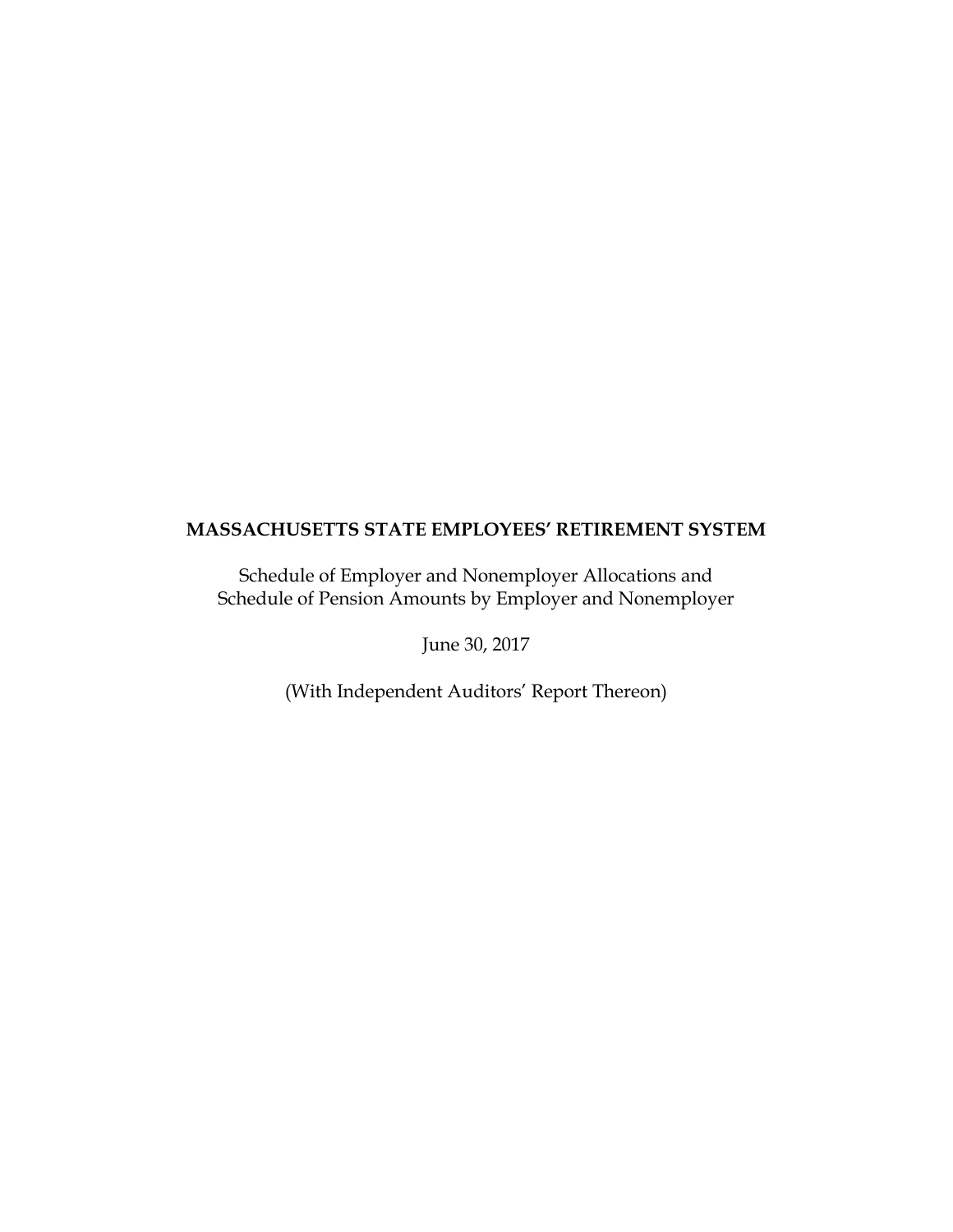# MASSACHUSETTS STATE EMPLOYEES' RETIREMENT SYSTEM

Schedule of Employer and Nonemployer Allocations and
Schedule of Pension Amounts by Employer and Nonemployer

June 30, 2017

(With Independent Auditors' Report Thereon)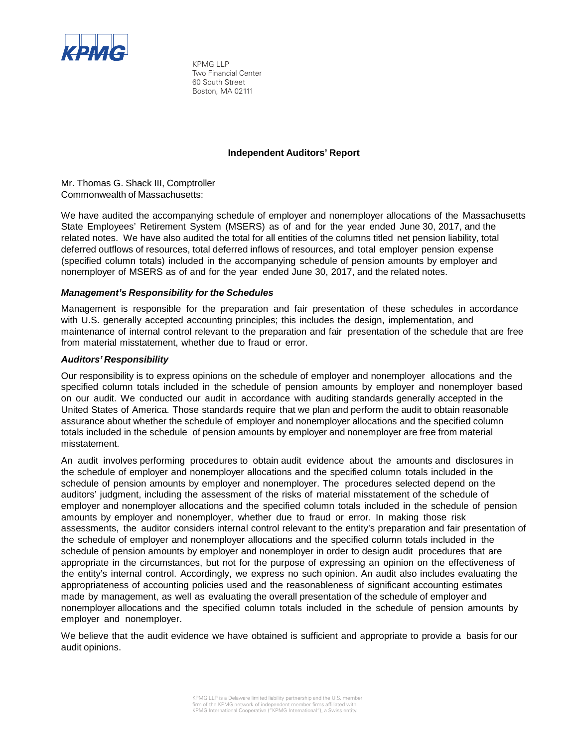KPMG LLP
Two Financial Center
60 South Street
Boston, MA 02111

**Independent Auditors' Report**

Mr. Thomas G. Shack III, Comptroller
Commonwealth of Massachusetts:

We have audited the accompanying schedule of employer and nonemployer allocations of the Massachusetts State Employees' Retirement System (MSERS) as of and for the year ended June 30, 2017, and the related notes. We have also audited the total for all entities of the columns titled net pension liability, total deferred outflows of resources, total deferred inflows of resources, and total employer pension expense (specified column totals) included in the accompanying schedule of pension amounts by employer and nonemployer of MSERS as of and for the year ended June 30, 2017, and the related notes.

### *Management's Responsibility for the Schedules*

Management is responsible for the preparation and fair presentation of these schedules in accordance with U.S. generally accepted accounting principles; this includes the design, implementation, and maintenance of internal control relevant to the preparation and fair presentation of the schedule that are free from material misstatement, whether due to fraud or error.

### *Auditors' Responsibility*

Our responsibility is to express opinions on the schedule of employer and nonemployer allocations and the specified column totals included in the schedule of pension amounts by employer and nonemployer based on our audit. We conducted our audit in accordance with auditing standards generally accepted in the United States of America. Those standards require that we plan and perform the audit to obtain reasonable assurance about whether the schedule of employer and nonemployer allocations and the specified column totals included in the schedule of pension amounts by employer and nonemployer are free from material misstatement.

An audit involves performing procedures to obtain audit evidence about the amounts and disclosures in the schedule of employer and nonemployer allocations and the specified column totals included in the schedule of pension amounts by employer and nonemployer. The procedures selected depend on the auditors' judgment, including the assessment of the risks of material misstatement of the schedule of employer and nonemployer allocations and the specified column totals included in the schedule of pension amounts by employer and nonemployer, whether due to fraud or error. In making those risk assessments, the auditor considers internal control relevant to the entity's preparation and fair presentation of the schedule of employer and nonemployer allocations and the specified column totals included in the schedule of pension amounts by employer and nonemployer in order to design audit procedures that are appropriate in the circumstances, but not for the purpose of expressing an opinion on the effectiveness of the entity's internal control. Accordingly, we express no such opinion. An audit also includes evaluating the appropriateness of accounting policies used and the reasonableness of significant accounting estimates made by management, as well as evaluating the overall presentation of the schedule of employer and nonemployer allocations and the specified column totals included in the schedule of pension amounts by employer and nonemployer.

We believe that the audit evidence we have obtained is sufficient and appropriate to provide a basis for our audit opinions.

KPMG LLP is a Delaware limited liability partnership and the U.S. member firm of the KPMG network of independent member firms affiliated with KPMG International Cooperative ("KPMG International"), a Swiss entity.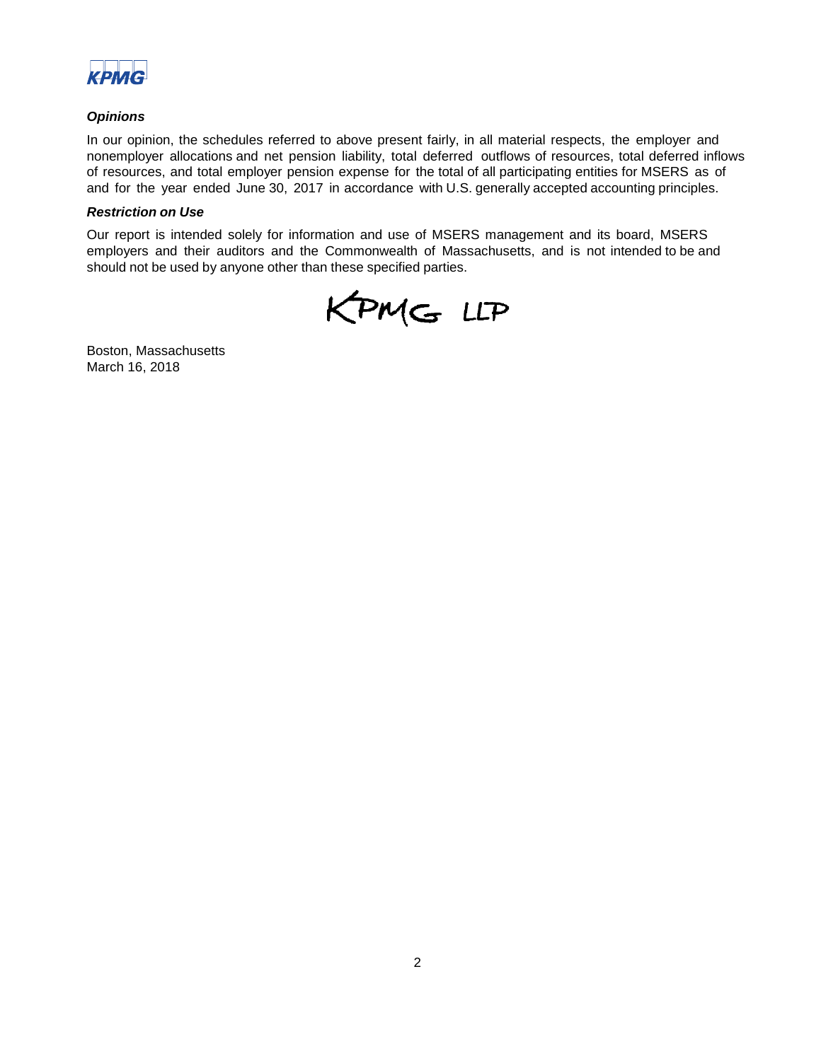### *Opinions*

In our opinion, the schedules referred to above present fairly, in all material respects, the employer and nonemployer allocations and net pension liability, total deferred outflows of resources, total deferred inflows of resources, and total employer pension expense for the total of all participating entities for MSERS as of and for the year ended June 30, 2017 in accordance with U.S. generally accepted accounting principles.

### *Restriction on Use*

Our report is intended solely for information and use of MSERS management and its board, MSERS employers and their auditors and the Commonwealth of Massachusetts, and is not intended to be and should not be used by anyone other than these specified parties.

KPMG LLP

Boston, Massachusetts
March 16, 2018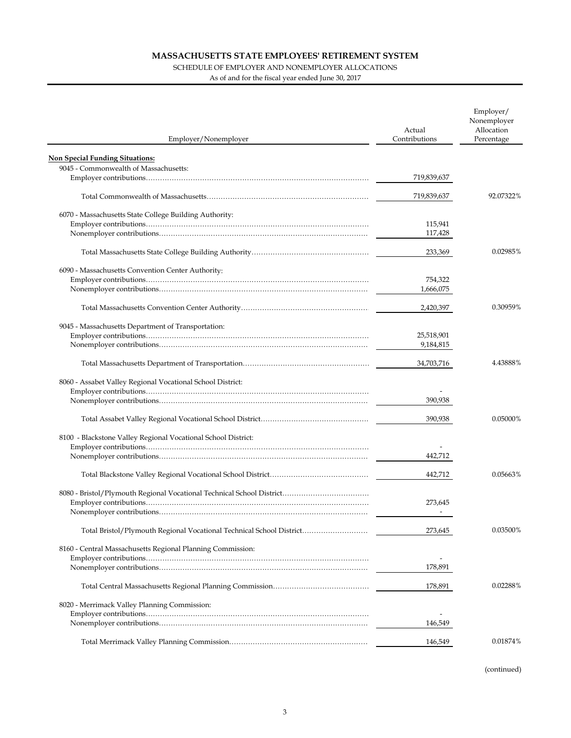# MASSACHUSETTS STATE EMPLOYEES' RETIREMENT SYSTEM

SCHEDULE OF EMPLOYER AND NONEMPLOYER ALLOCATIONS

As of and for the fiscal year ended June 30, 2017

| Employer/Nonemployer | Actual Contributions | Employer/ Nonemployer Allocation Percentage |
|---|---|---|
| **Non Special Funding Situations:** | | |
| 9045 - Commonwealth of Massachusetts: | | |
| Employer contributions | 719,839,637 | |
| Total Commonwealth of Massachusetts | 719,839,637 | 92.07322% |
| 6070 - Massachusetts State College Building Authority: | | |
| Employer contributions | 115,941 | |
| Nonemployer contributions | 117,428 | |
| Total Massachusetts State College Building Authority | 233,369 | 0.02985% |
| 6090 - Massachusetts Convention Center Authority: | | |
| Employer contributions | 754,322 | |
| Nonemployer contributions | 1,666,075 | |
| Total Massachusetts Convention Center Authority | 2,420,397 | 0.30959% |
| 9045 - Massachusetts Department of Transportation: | | |
| Employer contributions | 25,518,901 | |
| Nonemployer contributions | 9,184,815 | |
| Total Massachusetts Department of Transportation | 34,703,716 | 4.43888% |
| 8060 - Assabet Valley Regional Vocational School District: | | |
| Employer contributions | - | |
| Nonemployer contributions | 390,938 | |
| Total Assabet Valley Regional Vocational School District | 390,938 | 0.05000% |
| 8100 - Blackstone Valley Regional Vocational School District: | | |
| Employer contributions | - | |
| Nonemployer contributions | 442,712 | |
| Total Blackstone Valley Regional Vocational School District | 442,712 | 0.05663% |
| 8080 - Bristol/Plymouth Regional Vocational Technical School District | | |
| Employer contributions | 273,645 | |
| Nonemployer contributions | - | |
| Total Bristol/Plymouth Regional Vocational Technical School District | 273,645 | 0.03500% |
| 8160 - Central Massachusetts Regional Planning Commission: | | |
| Employer contributions | - | |
| Nonemployer contributions | 178,891 | |
| Total Central Massachusetts Regional Planning Commission | 178,891 | 0.02288% |
| 8020 - Merrimack Valley Planning Commission: | | |
| Employer contributions | - | |
| Nonemployer contributions | 146,549 | |
| Total Merrimack Valley Planning Commission | 146,549 | 0.01874% |

(continued)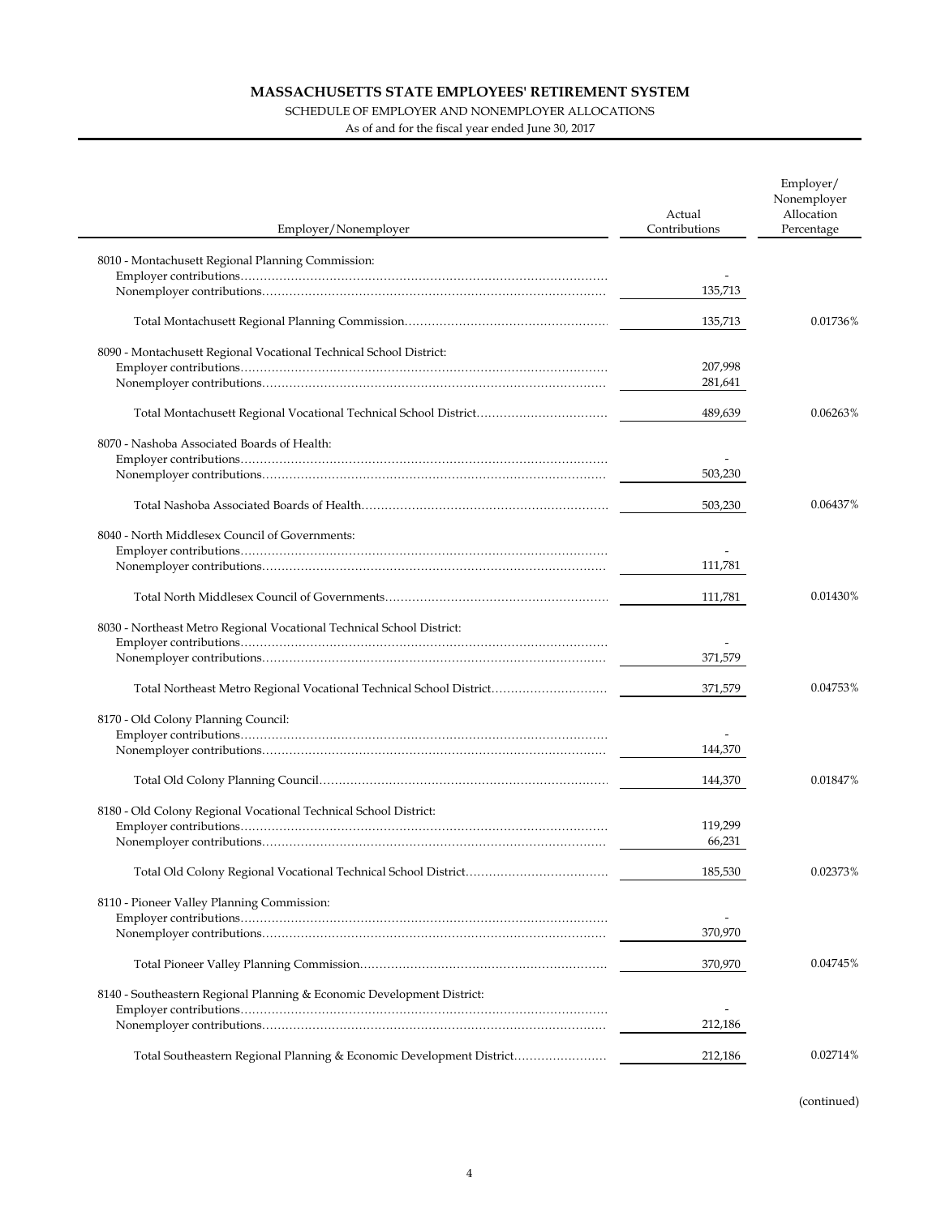# MASSACHUSETTS STATE EMPLOYEES' RETIREMENT SYSTEM

SCHEDULE OF EMPLOYER AND NONEMPLOYER ALLOCATIONS

As of and for the fiscal year ended June 30, 2017

| Employer/Nonemployer | Actual Contributions | Employer/ Nonemployer Allocation Percentage |
|---|---|---|
| 8010 - Montachusett Regional Planning Commission: | | |
| Employer contributions | - | |
| Nonemployer contributions | 135,713 | |
| Total Montachusett Regional Planning Commission | 135,713 | 0.01736% |
| 8090 - Montachusett Regional Vocational Technical School District: | | |
| Employer contributions | 207,998 | |
| Nonemployer contributions | 281,641 | |
| Total Montachusett Regional Vocational Technical School District | 489,639 | 0.06263% |
| 8070 - Nashoba Associated Boards of Health: | | |
| Employer contributions | - | |
| Nonemployer contributions | 503,230 | |
| Total Nashoba Associated Boards of Health | 503,230 | 0.06437% |
| 8040 - North Middlesex Council of Governments: | | |
| Employer contributions | - | |
| Nonemployer contributions | 111,781 | |
| Total North Middlesex Council of Governments | 111,781 | 0.01430% |
| 8030 - Northeast Metro Regional Vocational Technical School District: | | |
| Employer contributions | - | |
| Nonemployer contributions | 371,579 | |
| Total Northeast Metro Regional Vocational Technical School District | 371,579 | 0.04753% |
| 8170 - Old Colony Planning Council: | | |
| Employer contributions | - | |
| Nonemployer contributions | 144,370 | |
| Total Old Colony Planning Council | 144,370 | 0.01847% |
| 8180 - Old Colony Regional Vocational Technical School District: | | |
| Employer contributions | 119,299 | |
| Nonemployer contributions | 66,231 | |
| Total Old Colony Regional Vocational Technical School District | 185,530 | 0.02373% |
| 8110 - Pioneer Valley Planning Commission: | | |
| Employer contributions | - | |
| Nonemployer contributions | 370,970 | |
| Total Pioneer Valley Planning Commission | 370,970 | 0.04745% |
| 8140 - Southeastern Regional Planning & Economic Development District: | | |
| Employer contributions | - | |
| Nonemployer contributions | 212,186 | |
| Total Southeastern Regional Planning & Economic Development District | 212,186 | 0.02714% |

(continued)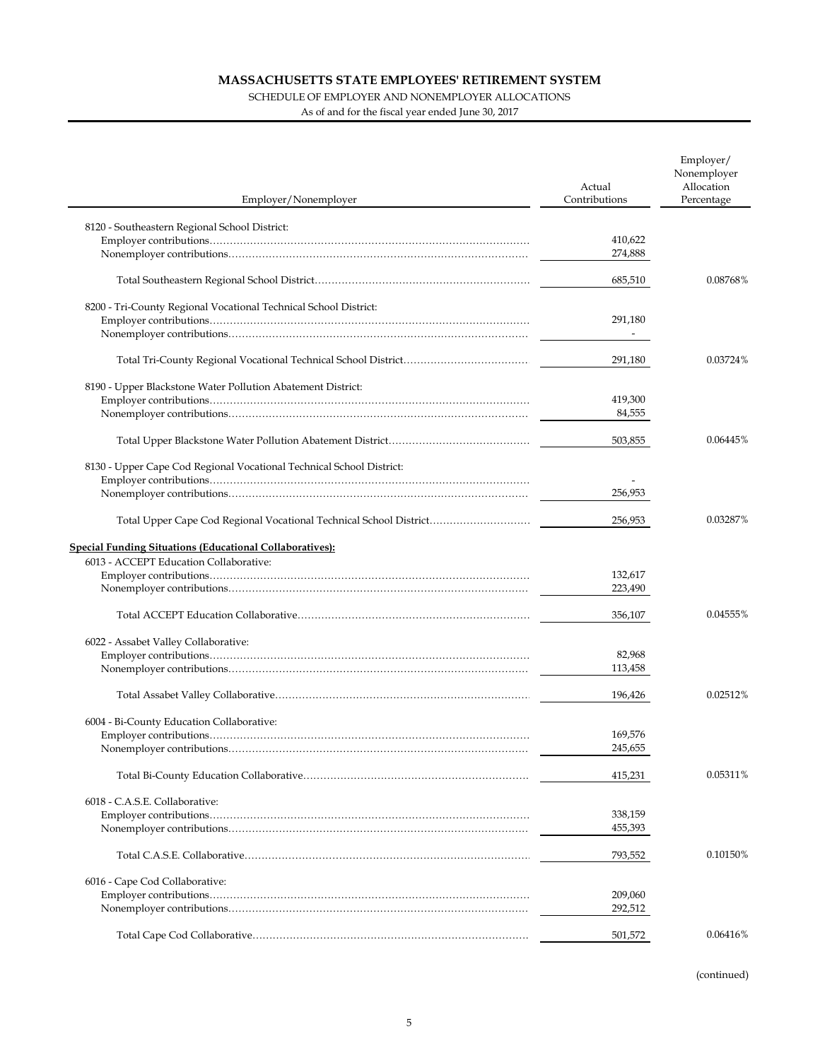# MASSACHUSETTS STATE EMPLOYEES' RETIREMENT SYSTEM

SCHEDULE OF EMPLOYER AND NONEMPLOYER ALLOCATIONS

As of and for the fiscal year ended June 30, 2017

| Employer/Nonemployer | Actual Contributions | Employer/ Nonemployer Allocation Percentage |
|---|---|---|
| 8120 - Southeastern Regional School District: | | |
| Employer contributions | 410,622 | |
| Nonemployer contributions | 274,888 | |
| Total Southeastern Regional School District | 685,510 | 0.08768% |
| 8200 - Tri-County Regional Vocational Technical School District: | | |
| Employer contributions | 291,180 | |
| Nonemployer contributions | - | |
| Total Tri-County Regional Vocational Technical School District | 291,180 | 0.03724% |
| 8190 - Upper Blackstone Water Pollution Abatement District: | | |
| Employer contributions | 419,300 | |
| Nonemployer contributions | 84,555 | |
| Total Upper Blackstone Water Pollution Abatement District | 503,855 | 0.06445% |
| 8130 - Upper Cape Cod Regional Vocational Technical School District: | | |
| Employer contributions | - | |
| Nonemployer contributions | 256,953 | |
| Total Upper Cape Cod Regional Vocational Technical School District | 256,953 | 0.03287% |
| **Special Funding Situations (Educational Collaboratives):** | | |
| 6013 - ACCEPT Education Collaborative: | | |
| Employer contributions | 132,617 | |
| Nonemployer contributions | 223,490 | |
| Total ACCEPT Education Collaborative | 356,107 | 0.04555% |
| 6022 - Assabet Valley Collaborative: | | |
| Employer contributions | 82,968 | |
| Nonemployer contributions | 113,458 | |
| Total Assabet Valley Collaborative | 196,426 | 0.02512% |
| 6004 - Bi-County Education Collaborative: | | |
| Employer contributions | 169,576 | |
| Nonemployer contributions | 245,655 | |
| Total Bi-County Education Collaborative | 415,231 | 0.05311% |
| 6018 - C.A.S.E. Collaborative: | | |
| Employer contributions | 338,159 | |
| Nonemployer contributions | 455,393 | |
| Total C.A.S.E. Collaborative | 793,552 | 0.10150% |
| 6016 - Cape Cod Collaborative: | | |
| Employer contributions | 209,060 | |
| Nonemployer contributions | 292,512 | |
| Total Cape Cod Collaborative | 501,572 | 0.06416% |

(continued)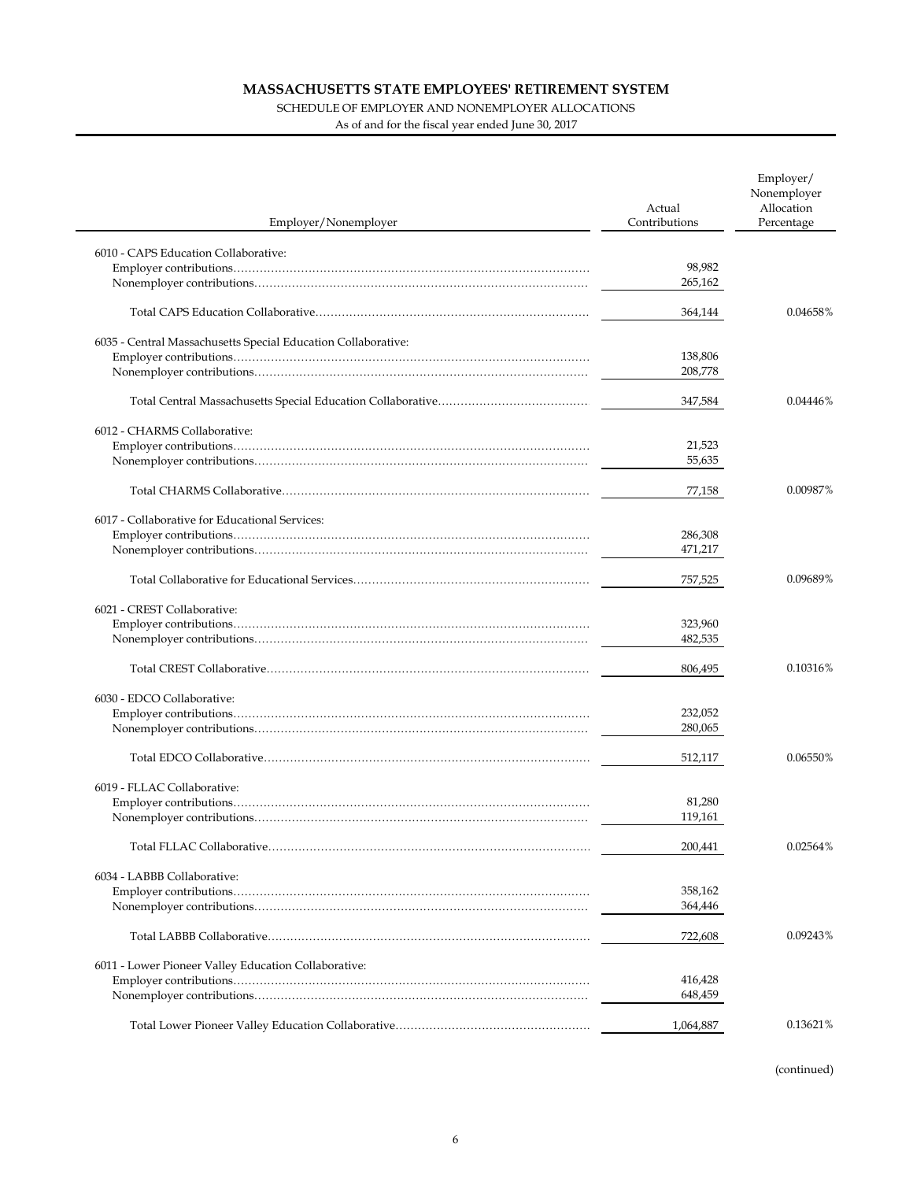# MASSACHUSETTS STATE EMPLOYEES' RETIREMENT SYSTEM

SCHEDULE OF EMPLOYER AND NONEMPLOYER ALLOCATIONS

As of and for the fiscal year ended June 30, 2017

| Employer/Nonemployer | Actual Contributions | Employer/ Nonemployer Allocation Percentage |
|---|---|---|
| 6010 - CAPS Education Collaborative: | | |
| Employer contributions | 98,982 | |
| Nonemployer contributions | 265,162 | |
| Total CAPS Education Collaborative | 364,144 | 0.04658% |
| 6035 - Central Massachusetts Special Education Collaborative: | | |
| Employer contributions | 138,806 | |
| Nonemployer contributions | 208,778 | |
| Total Central Massachusetts Special Education Collaborative | 347,584 | 0.04446% |
| 6012 - CHARMS Collaborative: | | |
| Employer contributions | 21,523 | |
| Nonemployer contributions | 55,635 | |
| Total CHARMS Collaborative | 77,158 | 0.00987% |
| 6017 - Collaborative for Educational Services: | | |
| Employer contributions | 286,308 | |
| Nonemployer contributions | 471,217 | |
| Total Collaborative for Educational Services | 757,525 | 0.09689% |
| 6021 - CREST Collaborative: | | |
| Employer contributions | 323,960 | |
| Nonemployer contributions | 482,535 | |
| Total CREST Collaborative | 806,495 | 0.10316% |
| 6030 - EDCO Collaborative: | | |
| Employer contributions | 232,052 | |
| Nonemployer contributions | 280,065 | |
| Total EDCO Collaborative | 512,117 | 0.06550% |
| 6019 - FLLAC Collaborative: | | |
| Employer contributions | 81,280 | |
| Nonemployer contributions | 119,161 | |
| Total FLLAC Collaborative | 200,441 | 0.02564% |
| 6034 - LABBB Collaborative: | | |
| Employer contributions | 358,162 | |
| Nonemployer contributions | 364,446 | |
| Total LABBB Collaborative | 722,608 | 0.09243% |
| 6011 - Lower Pioneer Valley Education Collaborative: | | |
| Employer contributions | 416,428 | |
| Nonemployer contributions | 648,459 | |
| Total Lower Pioneer Valley Education Collaborative | 1,064,887 | 0.13621% |

(continued)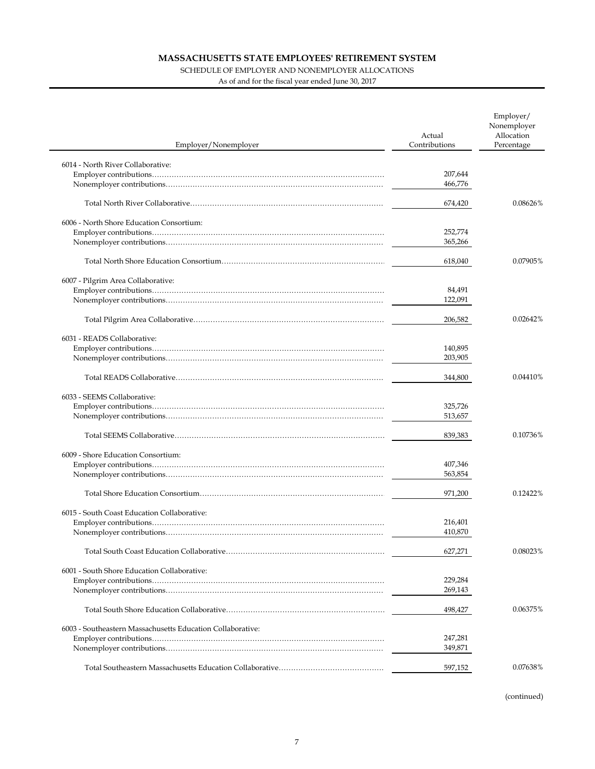# MASSACHUSETTS STATE EMPLOYEES' RETIREMENT SYSTEM

SCHEDULE OF EMPLOYER AND NONEMPLOYER ALLOCATIONS

As of and for the fiscal year ended June 30, 2017

| Employer/Nonemployer | Actual Contributions | Employer/ Nonemployer Allocation Percentage |
|---|---|---|
| 6014 - North River Collaborative: | | |
| Employer contributions | 207,644 | |
| Nonemployer contributions | 466,776 | |
| Total North River Collaborative | 674,420 | 0.08626% |
| 6006 - North Shore Education Consortium: | | |
| Employer contributions | 252,774 | |
| Nonemployer contributions | 365,266 | |
| Total North Shore Education Consortium | 618,040 | 0.07905% |
| 6007 - Pilgrim Area Collaborative: | | |
| Employer contributions | 84,491 | |
| Nonemployer contributions | 122,091 | |
| Total Pilgrim Area Collaborative | 206,582 | 0.02642% |
| 6031 - READS Collaborative: | | |
| Employer contributions | 140,895 | |
| Nonemployer contributions | 203,905 | |
| Total READS Collaborative | 344,800 | 0.04410% |
| 6033 - SEEMS Collaborative: | | |
| Employer contributions | 325,726 | |
| Nonemployer contributions | 513,657 | |
| Total SEEMS Collaborative | 839,383 | 0.10736% |
| 6009 - Shore Education Consortium: | | |
| Employer contributions | 407,346 | |
| Nonemployer contributions | 563,854 | |
| Total Shore Education Consortium | 971,200 | 0.12422% |
| 6015 - South Coast Education Collaborative: | | |
| Employer contributions | 216,401 | |
| Nonemployer contributions | 410,870 | |
| Total South Coast Education Collaborative | 627,271 | 0.08023% |
| 6001 - South Shore Education Collaborative: | | |
| Employer contributions | 229,284 | |
| Nonemployer contributions | 269,143 | |
| Total South Shore Education Collaborative | 498,427 | 0.06375% |
| 6003 - Southeastern Massachusetts Education Collaborative: | | |
| Employer contributions | 247,281 | |
| Nonemployer contributions | 349,871 | |
| Total Southeastern Massachusetts Education Collaborative | 597,152 | 0.07638% |

(continued)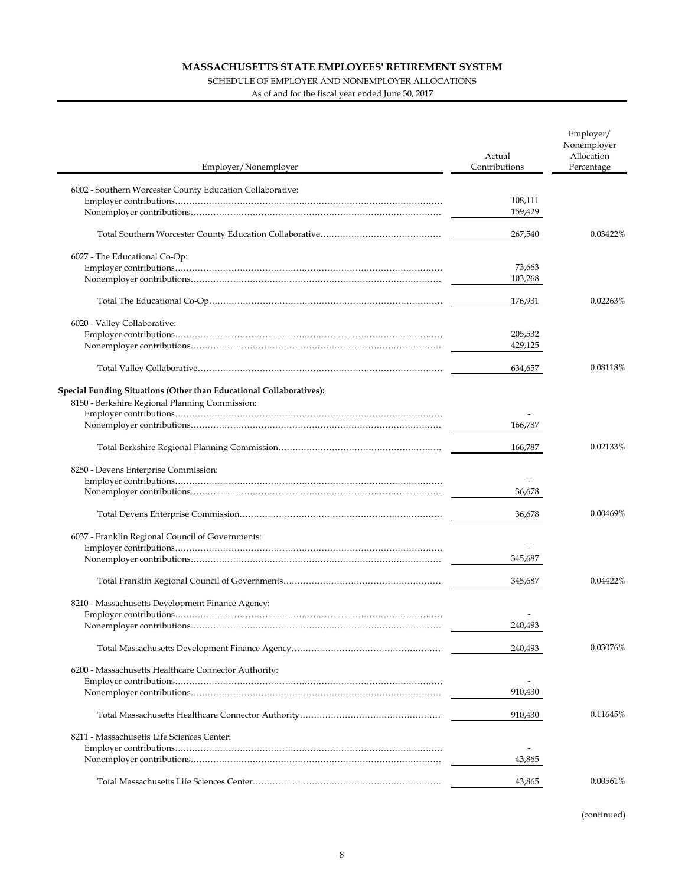# MASSACHUSETTS STATE EMPLOYEES' RETIREMENT SYSTEM

SCHEDULE OF EMPLOYER AND NONEMPLOYER ALLOCATIONS

As of and for the fiscal year ended June 30, 2017

| Employer/Nonemployer | Actual Contributions | Employer/ Nonemployer Allocation Percentage |
|---|---|---|
| 6002 - Southern Worcester County Education Collaborative: | | |
| Employer contributions | 108,111 | |
| Nonemployer contributions | 159,429 | |
| Total Southern Worcester County Education Collaborative | 267,540 | 0.03422% |
| 6027 - The Educational Co-Op: | | |
| Employer contributions | 73,663 | |
| Nonemployer contributions | 103,268 | |
| Total The Educational Co-Op | 176,931 | 0.02263% |
| 6020 - Valley Collaborative: | | |
| Employer contributions | 205,532 | |
| Nonemployer contributions | 429,125 | |
| Total Valley Collaborative | 634,657 | 0.08118% |
| **Special Funding Situations (Other than Educational Collaboratives):** | | |
| 8150 - Berkshire Regional Planning Commission: | | |
| Employer contributions | - | |
| Nonemployer contributions | 166,787 | |
| Total Berkshire Regional Planning Commission | 166,787 | 0.02133% |
| 8250 - Devens Enterprise Commission: | | |
| Employer contributions | - | |
| Nonemployer contributions | 36,678 | |
| Total Devens Enterprise Commission | 36,678 | 0.00469% |
| 6037 - Franklin Regional Council of Governments: | | |
| Employer contributions | - | |
| Nonemployer contributions | 345,687 | |
| Total Franklin Regional Council of Governments | 345,687 | 0.04422% |
| 8210 - Massachusetts Development Finance Agency: | | |
| Employer contributions | - | |
| Nonemployer contributions | 240,493 | |
| Total Massachusetts Development Finance Agency | 240,493 | 0.03076% |
| 6200 - Massachusetts Healthcare Connector Authority: | | |
| Employer contributions | - | |
| Nonemployer contributions | 910,430 | |
| Total Massachusetts Healthcare Connector Authority | 910,430 | 0.11645% |
| 8211 - Massachusetts Life Sciences Center: | | |
| Employer contributions | - | |
| Nonemployer contributions | 43,865 | |
| Total Massachusetts Life Sciences Center | 43,865 | 0.00561% |

(continued)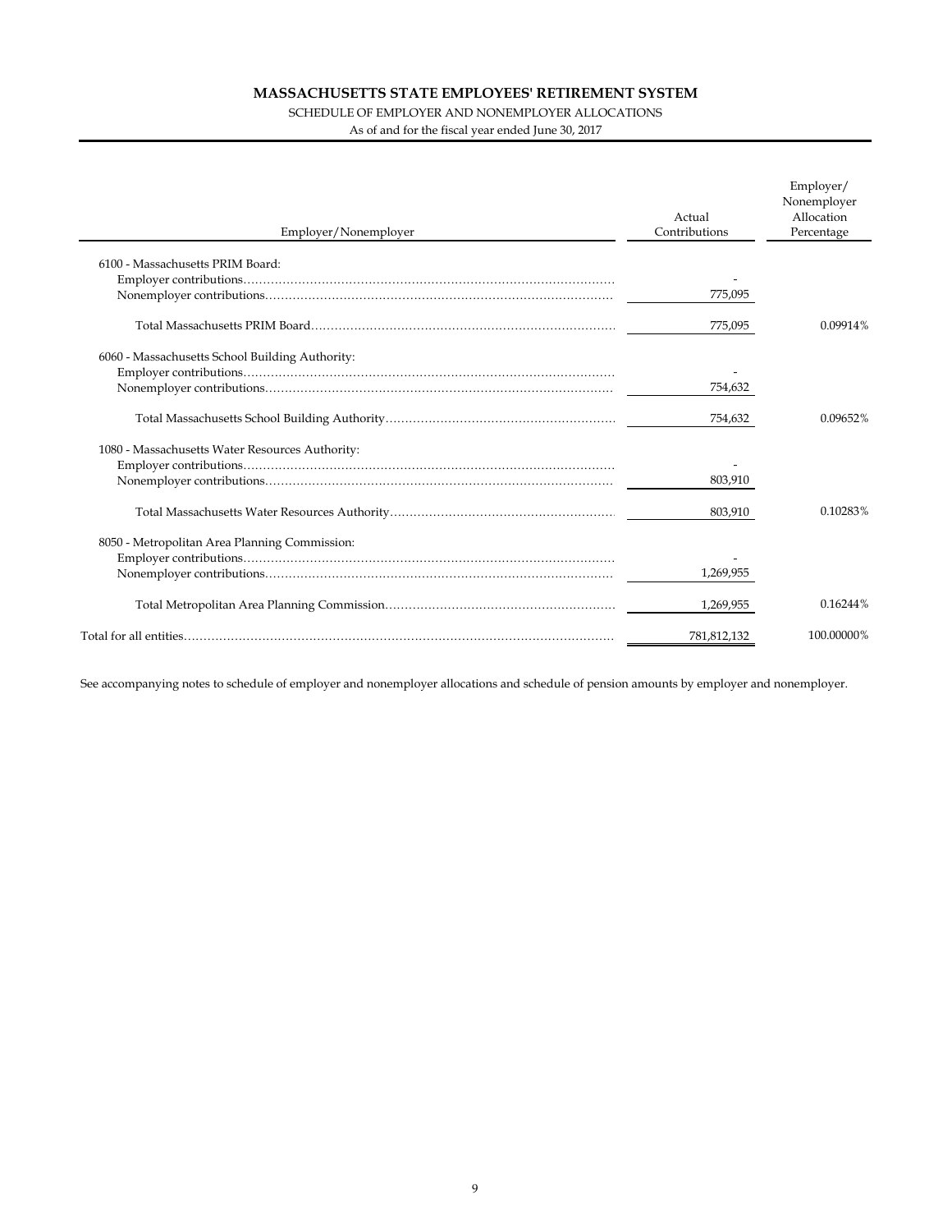**MASSACHUSETTS STATE EMPLOYEES' RETIREMENT SYSTEM**

SCHEDULE OF EMPLOYER AND NONEMPLOYER ALLOCATIONS

As of and for the fiscal year ended June 30, 2017

| Employer/Nonemployer | Actual Contributions | Employer/ Nonemployer Allocation Percentage |
|---|---|---|
| 6100 - Massachusetts PRIM Board: | | |
| Employer contributions | - | |
| Nonemployer contributions | 775,095 | |
| Total Massachusetts PRIM Board | 775,095 | 0.09914% |
| 6060 - Massachusetts School Building Authority: | | |
| Employer contributions | - | |
| Nonemployer contributions | 754,632 | |
| Total Massachusetts School Building Authority | 754,632 | 0.09652% |
| 1080 - Massachusetts Water Resources Authority: | | |
| Employer contributions | - | |
| Nonemployer contributions | 803,910 | |
| Total Massachusetts Water Resources Authority | 803,910 | 0.10283% |
| 8050 - Metropolitan Area Planning Commission: | | |
| Employer contributions | - | |
| Nonemployer contributions | 1,269,955 | |
| Total Metropolitan Area Planning Commission | 1,269,955 | 0.16244% |
| Total for all entities | 781,812,132 | 100.00000% |

See accompanying notes to schedule of employer and nonemployer allocations and schedule of pension amounts by employer and nonemployer.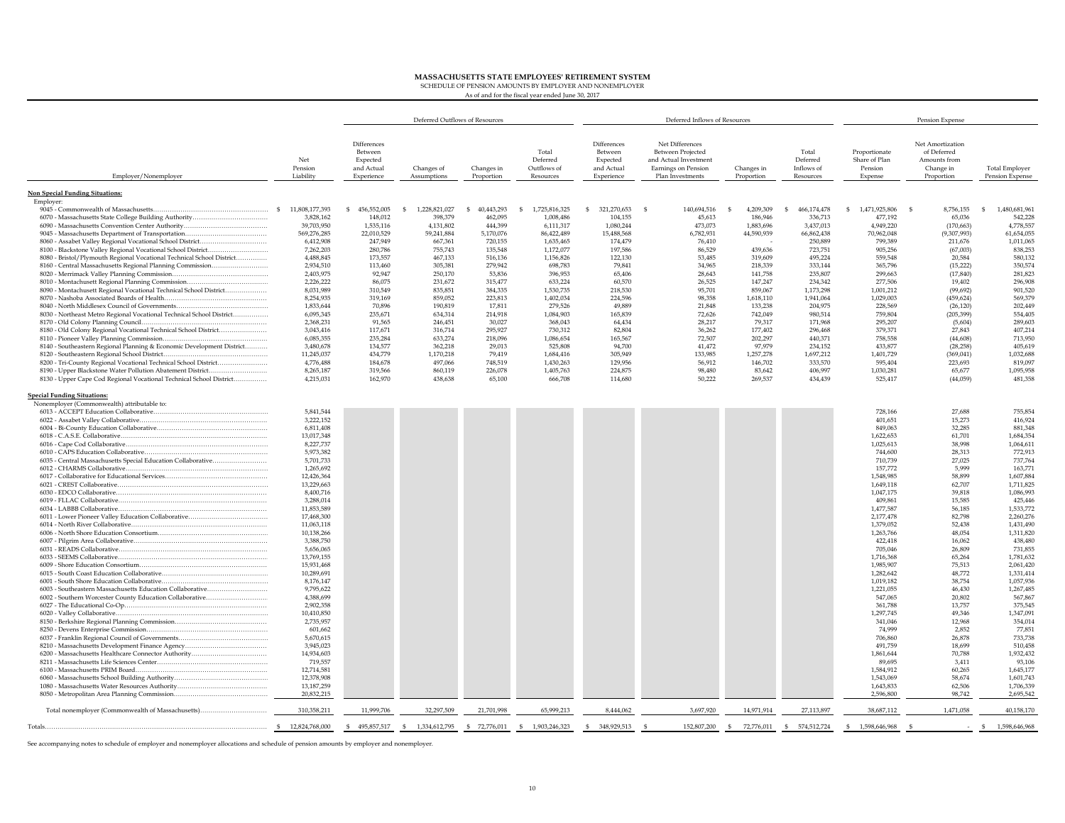# MASSACHUSETTS STATE EMPLOYEES' RETIREMENT SYSTEM

SCHEDULE OF PENSION AMOUNTS BY EMPLOYER AND NONEMPLOYER

As of and for the fiscal year ended June 30, 2017

| Employer/Nonemployer | Net Pension Liability | Deferred Outflows of Resources | | | | Deferred Inflows of Resources | | | | Pension Expense | | |
|---|---|---|---|---|---|---|---|---|---|---|---|---|
| | | Differences Between Expected and Actual Experience | Changes of Assumptions | Changes in Proportion | Total Deferred Outflows of Resources | Differences Between Expected and Actual Experience | Net Differences Between Projected and Actual Investment Earnings on Pension Plan Investments | Changes in Proportion | Total Deferred Inflows of Resources | Proportionate Share of Plan Pension Expense | Net Amortization of Deferred Amounts from Change in Proportion | Total Employer Pension Expense |
| **Non Special Funding Situations:** | | | | | | | | | | | | |
| Employer: | | | | | | | | | | | | |
| 9045 - Commonwealth of Massachusetts | $ 11,808,177,393 | $ 456,552,005 | $ 1,228,821,027 | $ 40,443,293 | $ 1,725,816,325 | $ 321,270,653 | $ 140,694,516 | $ 4,209,309 | $ 466,174,478 | $ 1,471,925,806 | $ 8,756,155 | $ 1,480,681,961 |
| 6070 - Massachusetts State College Building Authority | 3,828,162 | 148,012 | 398,379 | 462,095 | 1,008,486 | 104,155 | 45,613 | 186,946 | 336,713 | 477,192 | 65,036 | 542,228 |
| 6090 - Massachusetts Convention Center Authority | 39,703,950 | 1,535,116 | 4,131,802 | 444,399 | 6,111,317 | 1,080,244 | 473,073 | 1,883,696 | 3,437,013 | 4,949,220 | (170,663) | 4,778,557 |
| 9045 - Massachusetts Department of Transportation | 569,276,285 | 22,010,529 | 59,241,884 | 5,170,076 | 86,422,489 | 15,488,568 | 6,782,931 | 44,590,939 | 66,862,438 | 70,962,048 | (9,307,993) | 61,654,055 |
| 8060 - Assabet Valley Regional Vocational School District | 6,412,908 | 247,949 | 667,361 | 720,155 | 1,635,465 | 174,479 | 76,410 | - | 250,889 | 799,389 | 211,676 | 1,011,065 |
| 8100 - Blackstone Valley Regional Vocational School District | 7,262,203 | 280,786 | 755,743 | 135,548 | 1,172,077 | 197,586 | 86,529 | 439,636 | 723,751 | 905,256 | (67,003) | 838,253 |
| 8080 - Bristol/Plymouth Regional Vocational Technical School District | 4,488,845 | 173,557 | 467,133 | 516,136 | 1,156,826 | 122,130 | 53,485 | 319,609 | 495,224 | 559,548 | 20,584 | 580,132 |
| 8160 - Central Massachusetts Regional Planning Commission | 2,934,510 | 113,460 | 305,381 | 279,942 | 698,783 | 79,841 | 34,965 | 218,339 | 333,144 | 365,796 | (15,222) | 350,574 |
| 8020 - Merrimack Valley Planning Commission | 2,403,975 | 92,947 | 250,170 | 53,836 | 396,953 | 65,406 | 28,643 | 141,758 | 235,807 | 299,663 | (17,840) | 281,823 |
| 8010 - Montachusett Regional Planning Commission | 2,226,222 | 86,075 | 231,672 | 315,477 | 633,224 | 60,570 | 26,525 | 147,247 | 234,342 | 277,506 | 19,402 | 296,908 |
| 8090 - Montachusett Regional Vocational Technical School District | 8,031,989 | 310,549 | 835,851 | 384,335 | 1,530,735 | 218,530 | 95,701 | 859,067 | 1,173,298 | 1,001,212 | (99,692) | 901,520 |
| 8070 - Nashoba Associated Boards of Health | 8,254,935 | 319,169 | 859,052 | 223,813 | 1,402,034 | 224,596 | 98,358 | 1,618,110 | 1,941,064 | 1,029,003 | (459,624) | 569,379 |
| 8040 - North Middlesex Council of Governments | 1,833,644 | 70,896 | 190,819 | 17,811 | 279,526 | 49,889 | 21,848 | 133,238 | 204,975 | 228,569 | (26,120) | 202,449 |
| 8030 - Northeast Metro Regional Vocational Technical School District | 6,095,345 | 235,671 | 634,314 | 214,918 | 1,084,903 | 165,839 | 72,626 | 742,049 | 980,514 | 759,804 | (205,399) | 554,405 |
| 8170 - Old Colony Planning Council | 2,368,231 | 91,565 | 246,451 | 30,027 | 368,043 | 64,434 | 28,217 | 79,317 | 171,968 | 295,207 | (5,604) | 289,603 |
| 8180 - Old Colony Regional Vocational Technical School District | 3,043,416 | 117,671 | 316,714 | 295,927 | 730,312 | 82,804 | 36,262 | 177,402 | 296,468 | 379,371 | 27,843 | 407,214 |
| 8110 - Pioneer Valley Planning Commission | 6,085,355 | 235,284 | 633,274 | 218,096 | 1,086,654 | 165,567 | 72,507 | 202,297 | 440,371 | 758,558 | (44,608) | 713,950 |
| 8140 - Southeastern Regional Planning & Economic Development District | 3,480,678 | 134,577 | 362,218 | 29,013 | 525,808 | 94,700 | 41,472 | 97,979 | 234,152 | 433,877 | (28,258) | 405,619 |
| 8120 - Southeastern Regional School District | 11,245,037 | 434,779 | 1,170,218 | 79,419 | 1,684,416 | 305,949 | 133,985 | 1,257,278 | 1,697,212 | 1,401,729 | (369,041) | 1,032,688 |
| 8200 - Tri-County Regional Vocational Technical School District | 4,776,488 | 184,678 | 497,066 | 748,519 | 1,430,263 | 129,956 | 56,912 | 146,702 | 333,570 | 595,404 | 223,693 | 819,097 |
| 8190 - Upper Blackstone Water Pollution Abatement District | 8,265,187 | 319,566 | 860,119 | 226,078 | 1,405,763 | 224,875 | 98,480 | 83,642 | 406,997 | 1,030,281 | 65,677 | 1,095,958 |
| 8130 - Upper Cape Cod Regional Vocational Technical School District | 4,215,031 | 162,970 | 438,638 | 65,100 | 666,708 | 114,680 | 50,222 | 269,537 | 434,439 | 525,417 | (44,059) | 481,358 |
| **Special Funding Situations:** | | | | | | | | | | | | |
| Nonemployer (Commonwealth) attributable to: | | | | | | | | | | | | |
| 6013 - ACCEPT Education Collaborative | 5,841,544 | | | | | | | | | 728,166 | 27,688 | 755,854 |
| 6022 - Assabet Valley Collaborative | 3,222,152 | | | | | | | | | 401,651 | 15,273 | 416,924 |
| 6004 - Bi-County Education Collaborative | 6,811,408 | | | | | | | | | 849,063 | 32,285 | 881,348 |
| 6018 - C.A.S.E. Collaborative | 13,017,348 | | | | | | | | | 1,622,653 | 61,701 | 1,684,354 |
| 6016 - Cape Cod Collaborative | 8,227,737 | | | | | | | | | 1,025,613 | 38,998 | 1,064,611 |
| 6010 - CAPS Education Collaborative | 5,973,382 | | | | | | | | | 744,600 | 28,313 | 772,913 |
| 6035 - Central Massachusetts Special Education Collaborative | 5,701,733 | | | | | | | | | 710,739 | 27,025 | 737,764 |
| 6012 - CHARMS Collaborative | 1,265,692 | | | | | | | | | 157,772 | 5,999 | 163,771 |
| 6017 - Collaborative for Educational Services | 12,426,364 | | | | | | | | | 1,548,985 | 58,899 | 1,607,884 |
| 6021 - CREST Collaborative | 13,229,663 | | | | | | | | | 1,649,118 | 62,707 | 1,711,825 |
| 6030 - EDCO Collaborative | 8,400,716 | | | | | | | | | 1,047,175 | 39,818 | 1,086,993 |
| 6019 - FLLAC Collaborative | 3,288,014 | | | | | | | | | 409,861 | 15,585 | 425,446 |
| 6034 - LABBB Collaborative | 11,853,589 | | | | | | | | | 1,477,587 | 56,185 | 1,533,772 |
| 6011 - Lower Pioneer Valley Education Collaborative | 17,468,300 | | | | | | | | | 2,177,478 | 82,798 | 2,260,276 |
| 6014 - North River Collaborative | 11,063,118 | | | | | | | | | 1,379,052 | 52,438 | 1,431,490 |
| 6006 - North Shore Education Consortium | 10,138,266 | | | | | | | | | 1,263,766 | 48,054 | 1,311,820 |
| 6007 - Pilgrim Area Collaborative | 3,388,750 | | | | | | | | | 422,418 | 16,062 | 438,480 |
| 6031 - READS Collaborative | 5,656,065 | | | | | | | | | 705,046 | 26,809 | 731,855 |
| 6033 - SEEMS Collaborative | 13,769,155 | | | | | | | | | 1,716,368 | 65,264 | 1,781,632 |
| 6009 - Shore Education Consortium | 15,931,468 | | | | | | | | | 1,985,907 | 75,513 | 2,061,420 |
| 6015 - South Coast Education Collaborative | 10,289,691 | | | | | | | | | 1,282,642 | 48,772 | 1,331,414 |
| 6001 - South Shore Education Collaborative | 8,176,147 | | | | | | | | | 1,019,182 | 38,754 | 1,057,936 |
| 6003 - Southeastern Massachusetts Education Collaborative | 9,795,622 | | | | | | | | | 1,221,055 | 46,430 | 1,267,485 |
| 6002 - Southern Worcester County Education Collaborative | 4,388,699 | | | | | | | | | 547,065 | 20,802 | 567,867 |
| 6027 - The Educational Co-Op | 2,902,358 | | | | | | | | | 361,788 | 13,757 | 375,545 |
| 6020 - Valley Collaborative | 10,410,850 | | | | | | | | | 1,297,745 | 49,346 | 1,347,091 |
| 8150 - Berkshire Regional Planning Commission | 2,735,957 | | | | | | | | | 341,046 | 12,968 | 354,014 |
| 8250 - Devens Enterprise Commission | 601,662 | | | | | | | | | 74,999 | 2,852 | 77,851 |
| 6037 - Franklin Regional Council of Governments | 5,670,615 | | | | | | | | | 706,860 | 26,878 | 733,738 |
| 8210 - Massachusetts Development Finance Agency | 3,945,023 | | | | | | | | | 491,759 | 18,699 | 510,458 |
| 6200 - Massachusetts Healthcare Connector Authority | 14,934,603 | | | | | | | | | 1,861,644 | 70,788 | 1,932,432 |
| 8211 - Massachusetts Life Sciences Center | 719,557 | | | | | | | | | 89,695 | 3,411 | 93,106 |
| 6100 - Massachusetts PRIM Board | 12,714,581 | | | | | | | | | 1,584,912 | 60,265 | 1,645,177 |
| 6060 - Massachusetts School Building Authority | 12,378,908 | | | | | | | | | 1,543,069 | 58,674 | 1,601,743 |
| 1080 - Massachusetts Water Resources Authority | 13,187,259 | | | | | | | | | 1,643,833 | 62,506 | 1,706,339 |
| 8050 - Metropolitan Area Planning Commission | 20,832,215 | | | | | | | | | 2,596,800 | 98,742 | 2,695,542 |
| Total nonemployer (Commonwealth of Massachusetts) | 310,358,211 | 11,999,706 | 32,297,509 | 21,701,998 | 65,999,213 | 8,444,062 | 3,697,920 | 14,971,914 | 27,113,897 | 38,687,112 | 1,471,058 | 40,158,170 |
| Totals | $ 12,824,768,000 | $ 495,857,517 | $ 1,334,612,795 | $ 72,776,011 | $ 1,903,246,323 | $ 348,929,513 | $ 152,807,200 | $ 72,776,011 | $ 574,512,724 | $ 1,598,646,968 | $ - | $ 1,598,646,968 |

See accompanying notes to schedule of employer and nonemployer allocations and schedule of pension amounts by employer and nonemployer.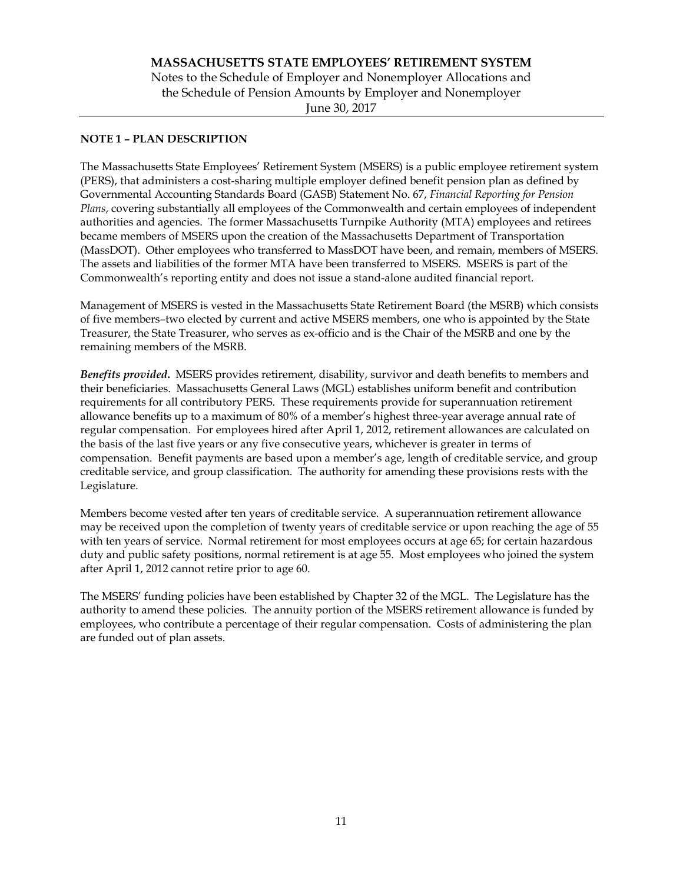# MASSACHUSETTS STATE EMPLOYEES' RETIREMENT SYSTEM

Notes to the Schedule of Employer and Nonemployer Allocations and the Schedule of Pension Amounts by Employer and Nonemployer

June 30, 2017

## NOTE 1 – PLAN DESCRIPTION

The Massachusetts State Employees' Retirement System (MSERS) is a public employee retirement system (PERS), that administers a cost-sharing multiple employer defined benefit pension plan as defined by Governmental Accounting Standards Board (GASB) Statement No. 67, *Financial Reporting for Pension Plans*, covering substantially all employees of the Commonwealth and certain employees of independent authorities and agencies. The former Massachusetts Turnpike Authority (MTA) employees and retirees became members of MSERS upon the creation of the Massachusetts Department of Transportation (MassDOT). Other employees who transferred to MassDOT have been, and remain, members of MSERS. The assets and liabilities of the former MTA have been transferred to MSERS. MSERS is part of the Commonwealth's reporting entity and does not issue a stand-alone audited financial report.

Management of MSERS is vested in the Massachusetts State Retirement Board (the MSRB) which consists of five members–two elected by current and active MSERS members, one who is appointed by the State Treasurer, the State Treasurer, who serves as ex-officio and is the Chair of the MSRB and one by the remaining members of the MSRB.

***Benefits provided.*** MSERS provides retirement, disability, survivor and death benefits to members and their beneficiaries. Massachusetts General Laws (MGL) establishes uniform benefit and contribution requirements for all contributory PERS. These requirements provide for superannuation retirement allowance benefits up to a maximum of 80% of a member's highest three-year average annual rate of regular compensation. For employees hired after April 1, 2012, retirement allowances are calculated on the basis of the last five years or any five consecutive years, whichever is greater in terms of compensation. Benefit payments are based upon a member's age, length of creditable service, and group creditable service, and group classification. The authority for amending these provisions rests with the Legislature.

Members become vested after ten years of creditable service. A superannuation retirement allowance may be received upon the completion of twenty years of creditable service or upon reaching the age of 55 with ten years of service. Normal retirement for most employees occurs at age 65; for certain hazardous duty and public safety positions, normal retirement is at age 55. Most employees who joined the system after April 1, 2012 cannot retire prior to age 60.

The MSERS' funding policies have been established by Chapter 32 of the MGL. The Legislature has the authority to amend these policies. The annuity portion of the MSERS retirement allowance is funded by employees, who contribute a percentage of their regular compensation. Costs of administering the plan are funded out of plan assets.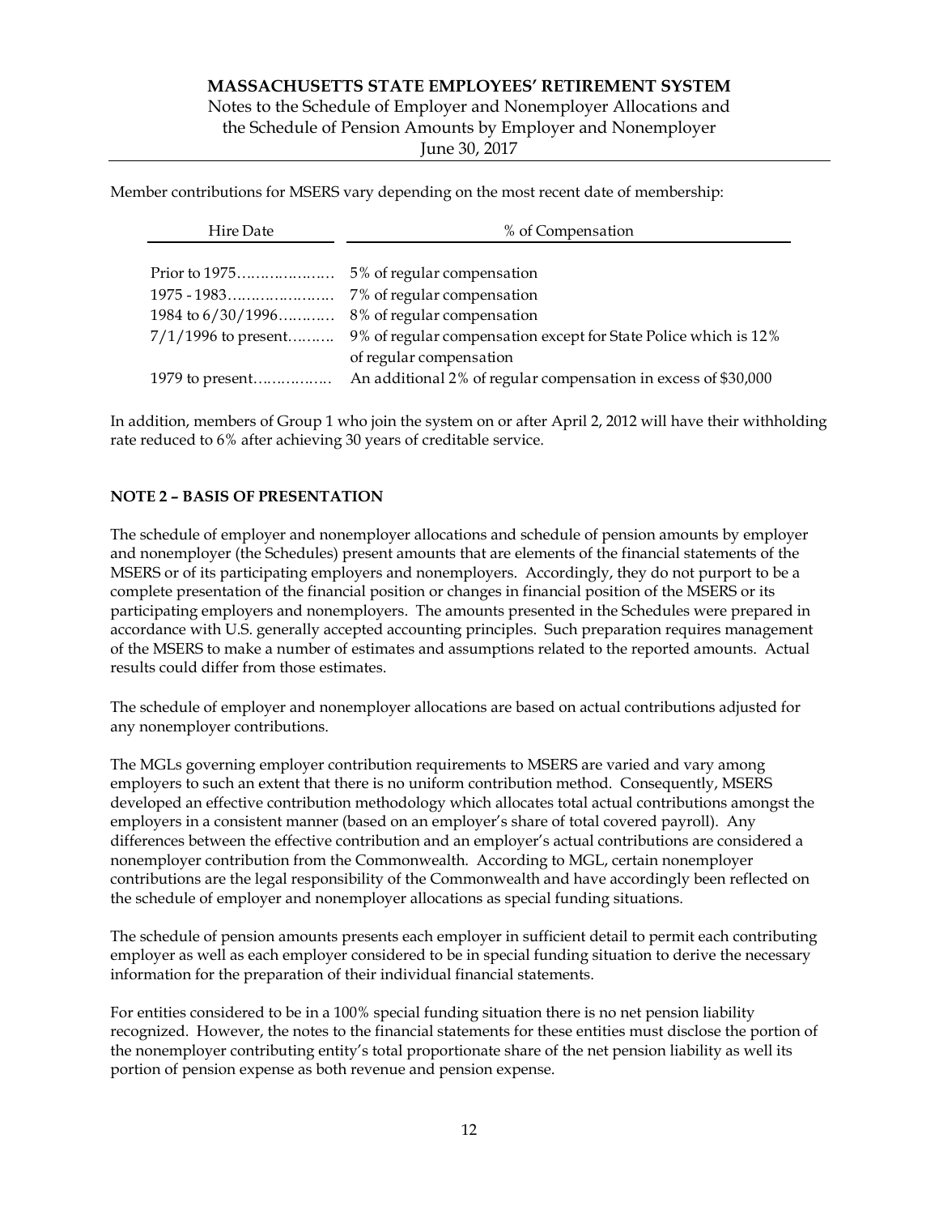Member contributions for MSERS vary depending on the most recent date of membership:

| Hire Date | % of Compensation |
|---|---|
| Prior to 1975………………… | 5% of regular compensation |
| 1975 - 1983………………….. | 7% of regular compensation |
| 1984 to 6/30/1996……….. | 8% of regular compensation |
| 7/1/1996 to present………. | 9% of regular compensation except for State Police which is 12% of regular compensation |
| 1979 to present…………….. | An additional 2% of regular compensation in excess of $30,000 |

In addition, members of Group 1 who join the system on or after April 2, 2012 will have their withholding rate reduced to 6% after achieving 30 years of creditable service.

**NOTE 2 – BASIS OF PRESENTATION**

The schedule of employer and nonemployer allocations and schedule of pension amounts by employer and nonemployer (the Schedules) present amounts that are elements of the financial statements of the MSERS or of its participating employers and nonemployers. Accordingly, they do not purport to be a complete presentation of the financial position or changes in financial position of the MSERS or its participating employers and nonemployers. The amounts presented in the Schedules were prepared in accordance with U.S. generally accepted accounting principles. Such preparation requires management of the MSERS to make a number of estimates and assumptions related to the reported amounts. Actual results could differ from those estimates.

The schedule of employer and nonemployer allocations are based on actual contributions adjusted for any nonemployer contributions.

The MGLs governing employer contribution requirements to MSERS are varied and vary among employers to such an extent that there is no uniform contribution method. Consequently, MSERS developed an effective contribution methodology which allocates total actual contributions amongst the employers in a consistent manner (based on an employer's share of total covered payroll). Any differences between the effective contribution and an employer's actual contributions are considered a nonemployer contribution from the Commonwealth. According to MGL, certain nonemployer contributions are the legal responsibility of the Commonwealth and have accordingly been reflected on the schedule of employer and nonemployer allocations as special funding situations.

The schedule of pension amounts presents each employer in sufficient detail to permit each contributing employer as well as each employer considered to be in special funding situation to derive the necessary information for the preparation of their individual financial statements.

For entities considered to be in a 100% special funding situation there is no net pension liability recognized. However, the notes to the financial statements for these entities must disclose the portion of the nonemployer contributing entity's total proportionate share of the net pension liability as well its portion of pension expense as both revenue and pension expense.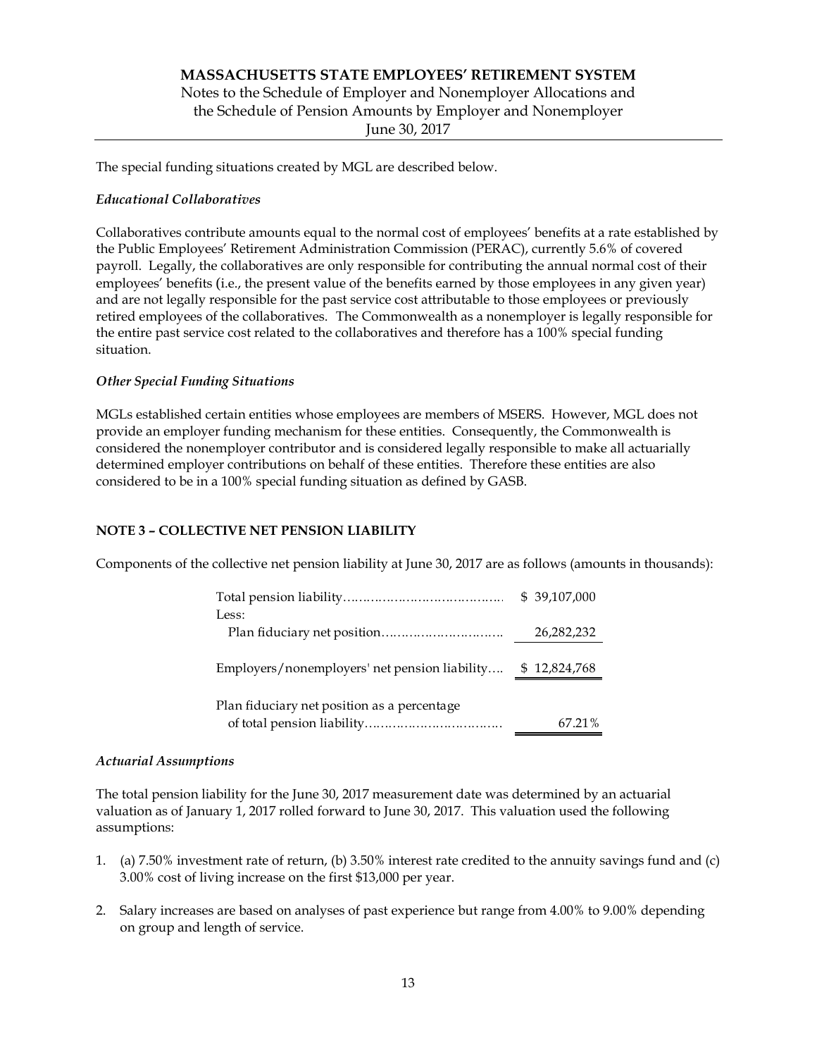The special funding situations created by MGL are described below.

*Educational Collaboratives*

Collaboratives contribute amounts equal to the normal cost of employees' benefits at a rate established by the Public Employees' Retirement Administration Commission (PERAC), currently 5.6% of covered payroll. Legally, the collaboratives are only responsible for contributing the annual normal cost of their employees' benefits (i.e., the present value of the benefits earned by those employees in any given year) and are not legally responsible for the past service cost attributable to those employees or previously retired employees of the collaboratives. The Commonwealth as a nonemployer is legally responsible for the entire past service cost related to the collaboratives and therefore has a 100% special funding situation.

*Other Special Funding Situations*

MGLs established certain entities whose employees are members of MSERS. However, MGL does not provide an employer funding mechanism for these entities. Consequently, the Commonwealth is considered the nonemployer contributor and is considered legally responsible to make all actuarially determined employer contributions on behalf of these entities. Therefore these entities are also considered to be in a 100% special funding situation as defined by GASB.

## NOTE 3 – COLLECTIVE NET PENSION LIABILITY

Components of the collective net pension liability at June 30, 2017 are as follows (amounts in thousands):

| | |
|---|---|
| Total pension liability | $ 39,107,000 |
| Less: | |
| Plan fiduciary net position | 26,282,232 |
| Employers/nonemployers' net pension liability | $ 12,824,768 |
| Plan fiduciary net position as a percentage of total pension liability | 67.21% |

*Actuarial Assumptions*

The total pension liability for the June 30, 2017 measurement date was determined by an actuarial valuation as of January 1, 2017 rolled forward to June 30, 2017. This valuation used the following assumptions:

1. (a) 7.50% investment rate of return, (b) 3.50% interest rate credited to the annuity savings fund and (c) 3.00% cost of living increase on the first $13,000 per year.

2. Salary increases are based on analyses of past experience but range from 4.00% to 9.00% depending on group and length of service.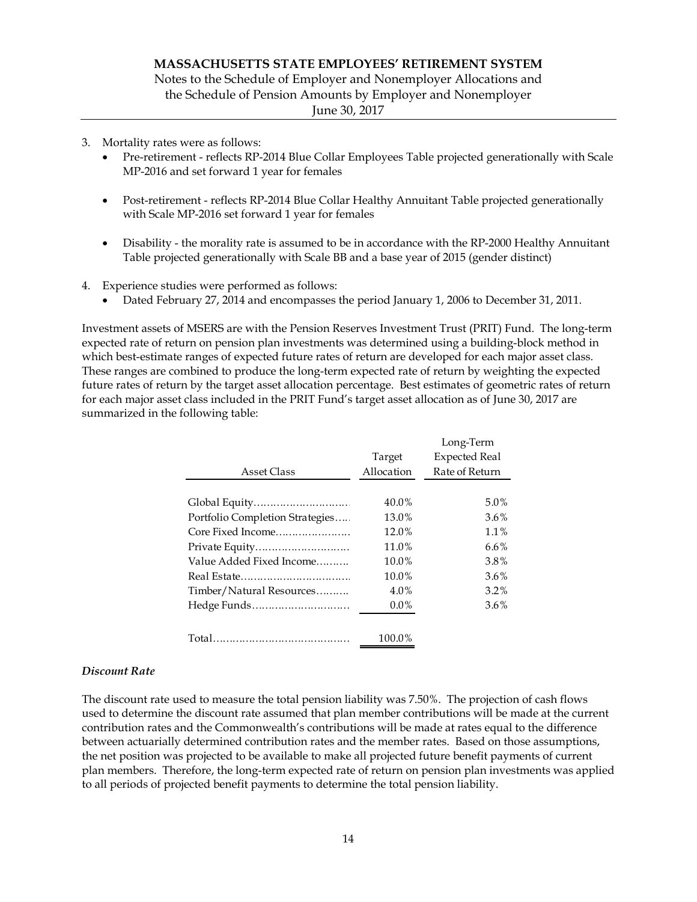3. Mortality rates were as follows:
   - Pre-retirement - reflects RP-2014 Blue Collar Employees Table projected generationally with Scale MP-2016 and set forward 1 year for females
   - Post-retirement - reflects RP-2014 Blue Collar Healthy Annuitant Table projected generationally with Scale MP-2016 set forward 1 year for females
   - Disability - the morality rate is assumed to be in accordance with the RP-2000 Healthy Annuitant Table projected generationally with Scale BB and a base year of 2015 (gender distinct)

4. Experience studies were performed as follows:
   - Dated February 27, 2014 and encompasses the period January 1, 2006 to December 31, 2011.

Investment assets of MSERS are with the Pension Reserves Investment Trust (PRIT) Fund. The long-term expected rate of return on pension plan investments was determined using a building-block method in which best-estimate ranges of expected future rates of return are developed for each major asset class. These ranges are combined to produce the long-term expected rate of return by weighting the expected future rates of return by the target asset allocation percentage. Best estimates of geometric rates of return for each major asset class included in the PRIT Fund's target asset allocation as of June 30, 2017 are summarized in the following table:

| Asset Class | Target Allocation | Long-Term Expected Real Rate of Return |
|---|---|---|
| Global Equity | 40.0% | 5.0% |
| Portfolio Completion Strategies | 13.0% | 3.6% |
| Core Fixed Income | 12.0% | 1.1% |
| Private Equity | 11.0% | 6.6% |
| Value Added Fixed Income | 10.0% | 3.8% |
| Real Estate | 10.0% | 3.6% |
| Timber/Natural Resources | 4.0% | 3.2% |
| Hedge Funds | 0.0% | 3.6% |
| Total | 100.0% | |

### *Discount Rate*

The discount rate used to measure the total pension liability was 7.50%. The projection of cash flows used to determine the discount rate assumed that plan member contributions will be made at the current contribution rates and the Commonwealth's contributions will be made at rates equal to the difference between actuarially determined contribution rates and the member rates. Based on those assumptions, the net position was projected to be available to make all projected future benefit payments of current plan members. Therefore, the long-term expected rate of return on pension plan investments was applied to all periods of projected benefit payments to determine the total pension liability.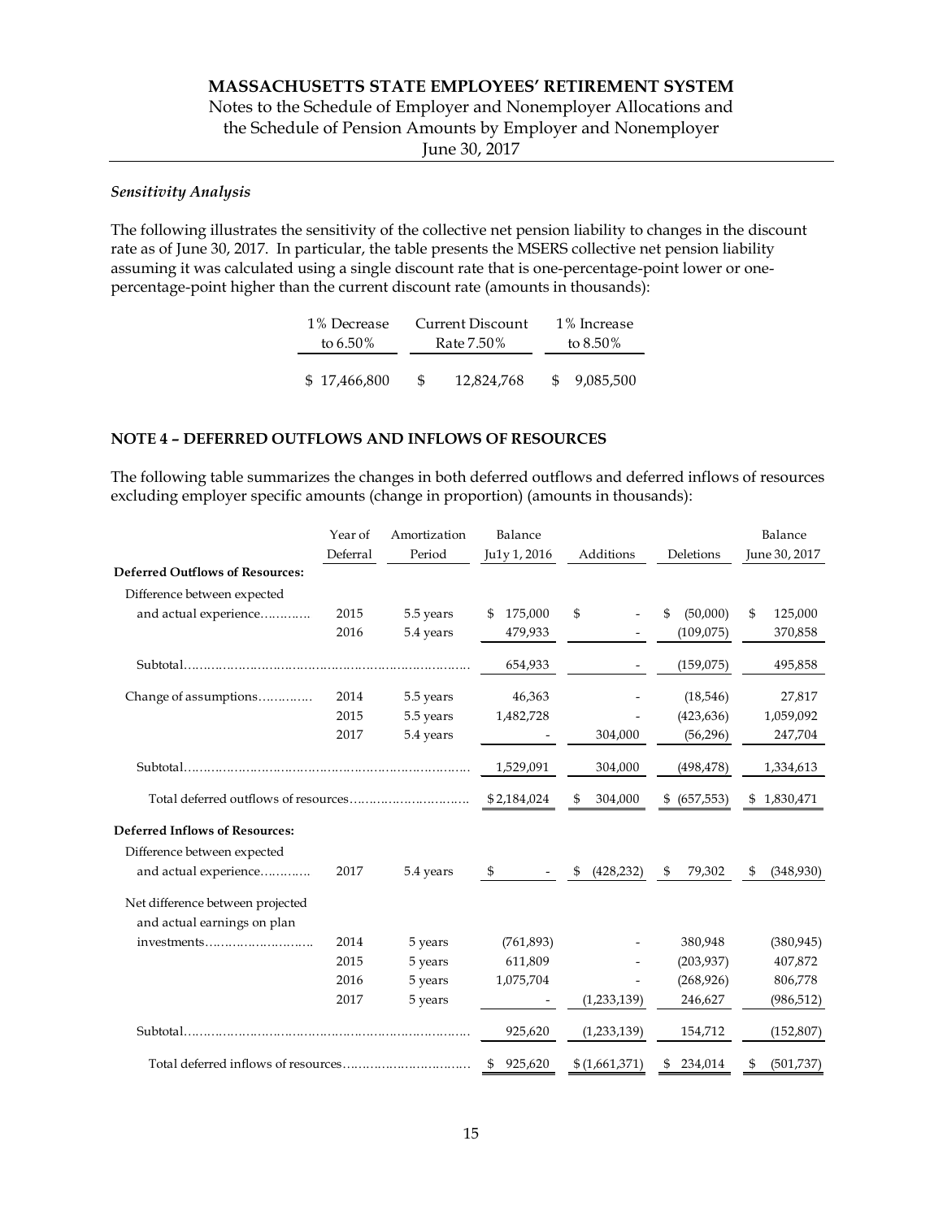## Sensitivity Analysis

*Sensitivity Analysis*

The following illustrates the sensitivity of the collective net pension liability to changes in the discount rate as of June 30, 2017. In particular, the table presents the MSERS collective net pension liability assuming it was calculated using a single discount rate that is one-percentage-point lower or one-percentage-point higher than the current discount rate (amounts in thousands):

| 1% Decrease to 6.50% | Current Discount Rate 7.50% | 1% Increase to 8.50% |
|---|---|---|
| $ 17,466,800 | $ 12,824,768 | $ 9,085,500 |

## NOTE 4 – DEFERRED OUTFLOWS AND INFLOWS OF RESOURCES

The following table summarizes the changes in both deferred outflows and deferred inflows of resources excluding employer specific amounts (change in proportion) (amounts in thousands):

| | Year of Deferral | Amortization Period | Balance Ju1y 1, 2016 | Additions | Deletions | Balance June 30, 2017 |
|---|---|---|---|---|---|---|
| **Deferred Outflows of Resources:** | | | | | | |
| Difference between expected and actual experience………… | 2015 | 5.5 years | $ 175,000 | $ - | $ (50,000) | $ 125,000 |
| | 2016 | 5.4 years | 479,933 | - | (109,075) | 370,858 |
| Subtotal…………………………………………………………… | | | 654,933 | - | (159,075) | 495,858 |
| Change of assumptions…………. | 2014 | 5.5 years | 46,363 | - | (18,546) | 27,817 |
| | 2015 | 5.5 years | 1,482,728 | - | (423,636) | 1,059,092 |
| | 2017 | 5.4 years | - | 304,000 | (56,296) | 247,704 |
| Subtotal…………………………………………………………… | | | 1,529,091 | 304,000 | (498,478) | 1,334,613 |
| Total deferred outflows of resources………………………… | | | $ 2,184,024 | $ 304,000 | $ (657,553) | $ 1,830,471 |
| **Deferred Inflows of Resources:** | | | | | | |
| Difference between expected and actual experience………… | 2017 | 5.4 years | $ - | $ (428,232) | $ 79,302 | $ (348,930) |
| Net difference between projected and actual earnings on plan investments……………………… | 2014 | 5 years | (761,893) | - | 380,948 | (380,945) |
| | 2015 | 5 years | 611,809 | - | (203,937) | 407,872 |
| | 2016 | 5 years | 1,075,704 | - | (268,926) | 806,778 |
| | 2017 | 5 years | - | (1,233,139) | 246,627 | (986,512) |
| Subtotal…………………………………………………………… | | | 925,620 | (1,233,139) | 154,712 | (152,807) |
| Total deferred inflows of resources…………………………… | | | $ 925,620 | $ (1,661,371) | $ 234,014 | $ (501,737) |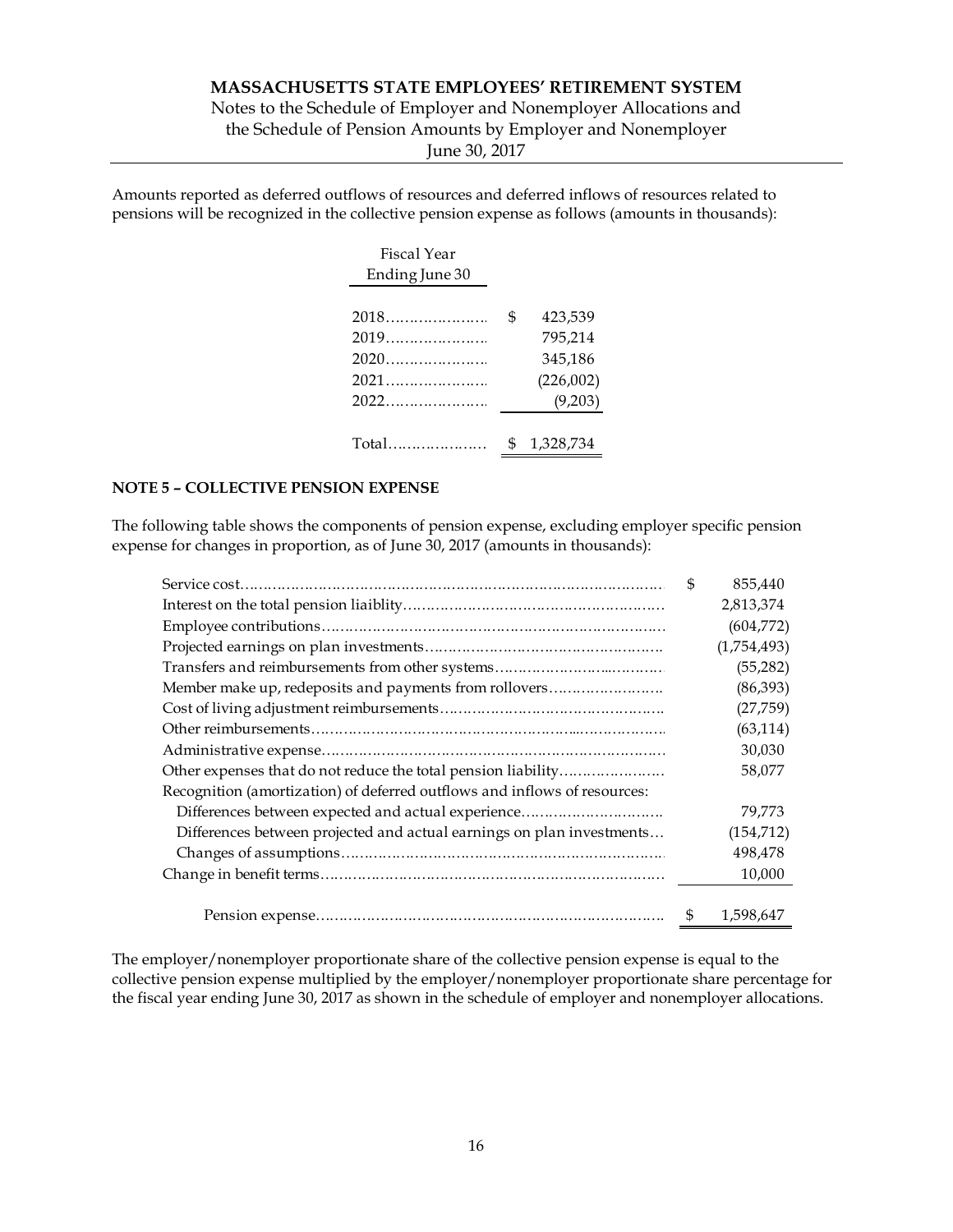**MASSACHUSETTS STATE EMPLOYEES' RETIREMENT SYSTEM**

Notes to the Schedule of Employer and Nonemployer Allocations and the Schedule of Pension Amounts by Employer and Nonemployer

June 30, 2017

Amounts reported as deferred outflows of resources and deferred inflows of resources related to pensions will be recognized in the collective pension expense as follows (amounts in thousands):

| Fiscal Year Ending June 30 | |
|---|---|
| 2018 | $ 423,539 |
| 2019 | 795,214 |
| 2020 | 345,186 |
| 2021 | (226,002) |
| 2022 | (9,203) |
| Total | $ 1,328,734 |

**NOTE 5 – COLLECTIVE PENSION EXPENSE**

The following table shows the components of pension expense, excluding employer specific pension expense for changes in proportion, as of June 30, 2017 (amounts in thousands):

| | |
|---|---|
| Service cost | $ 855,440 |
| Interest on the total pension liaiblity | 2,813,374 |
| Employee contributions | (604,772) |
| Projected earnings on plan investments | (1,754,493) |
| Transfers and reimbursements from other systems | (55,282) |
| Member make up, redeposits and payments from rollovers | (86,393) |
| Cost of living adjustment reimbursements | (27,759) |
| Other reimbursements | (63,114) |
| Administrative expense | 30,030 |
| Other expenses that do not reduce the total pension liability | 58,077 |
| Recognition (amortization) of deferred outflows and inflows of resources: | |
| Differences between expected and actual experience | 79,773 |
| Differences between projected and actual earnings on plan investments | (154,712) |
| Changes of assumptions | 498,478 |
| Change in benefit terms | 10,000 |
| Pension expense | $ 1,598,647 |

The employer/nonemployer proportionate share of the collective pension expense is equal to the collective pension expense multiplied by the employer/nonemployer proportionate share percentage for the fiscal year ending June 30, 2017 as shown in the schedule of employer and nonemployer allocations.